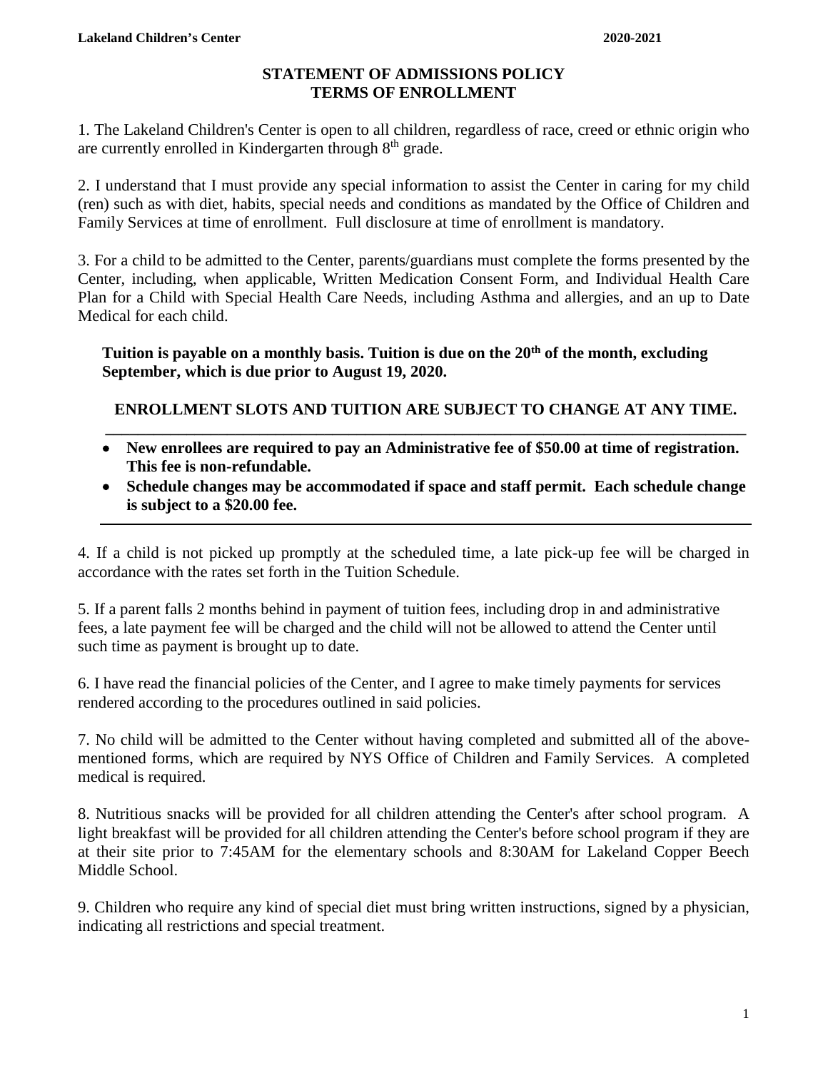# STATEMENT OF ADMISSIONS POLICY
# TERMS OF ENROLLMENT

1. The Lakeland Children's Center is open to all children, regardless of race, creed or ethnic origin who are currently enrolled in Kindergarten through 8th grade.

2. I understand that I must provide any special information to assist the Center in caring for my child (ren) such as with diet, habits, special needs and conditions as mandated by the Office of Children and Family Services at time of enrollment. Full disclosure at time of enrollment is mandatory.

3. For a child to be admitted to the Center, parents/guardians must complete the forms presented by the Center, including, when applicable, Written Medication Consent Form, and Individual Health Care Plan for a Child with Special Health Care Needs, including Asthma and allergies, and an up to Date Medical for each child.

**Tuition is payable on a monthly basis. Tuition is due on the 20th of the month, excluding September, which is due prior to August 19, 2020.**

**ENROLLMENT SLOTS AND TUITION ARE SUBJECT TO CHANGE AT ANY TIME.**

- **New enrollees are required to pay an Administrative fee of $50.00 at time of registration. This fee is non-refundable.**
- **Schedule changes may be accommodated if space and staff permit. Each schedule change is subject to a $20.00 fee.**

4. If a child is not picked up promptly at the scheduled time, a late pick-up fee will be charged in accordance with the rates set forth in the Tuition Schedule.

5. If a parent falls 2 months behind in payment of tuition fees, including drop in and administrative fees, a late payment fee will be charged and the child will not be allowed to attend the Center until such time as payment is brought up to date.

6. I have read the financial policies of the Center, and I agree to make timely payments for services rendered according to the procedures outlined in said policies.

7. No child will be admitted to the Center without having completed and submitted all of the above-mentioned forms, which are required by NYS Office of Children and Family Services. A completed medical is required.

8. Nutritious snacks will be provided for all children attending the Center's after school program. A light breakfast will be provided for all children attending the Center's before school program if they are at their site prior to 7:45AM for the elementary schools and 8:30AM for Lakeland Copper Beech Middle School.

9. Children who require any kind of special diet must bring written instructions, signed by a physician, indicating all restrictions and special treatment.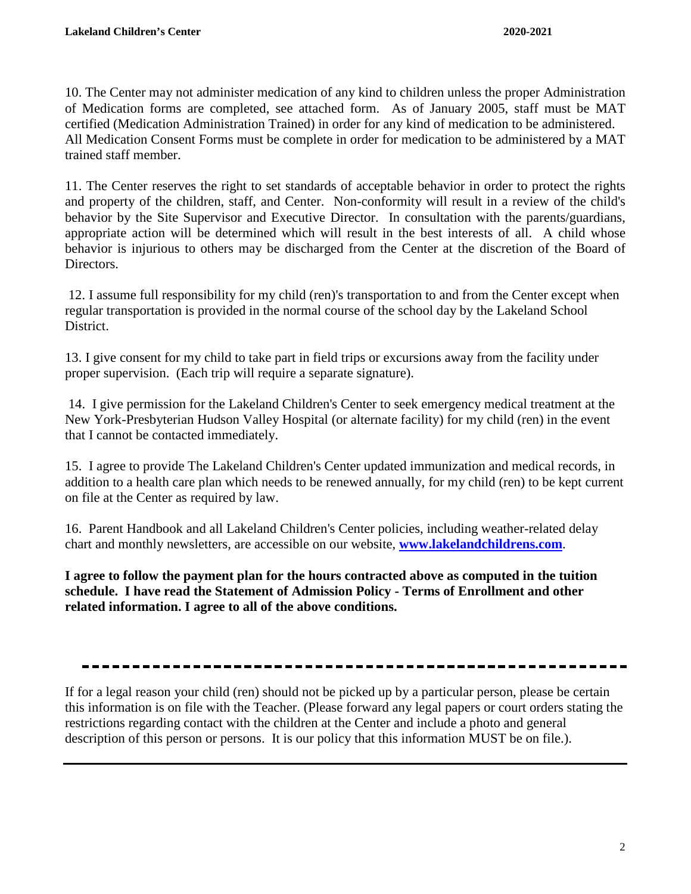10. The Center may not administer medication of any kind to children unless the proper Administration of Medication forms are completed, see attached form. As of January 2005, staff must be MAT certified (Medication Administration Trained) in order for any kind of medication to be administered. All Medication Consent Forms must be complete in order for medication to be administered by a MAT trained staff member.

11. The Center reserves the right to set standards of acceptable behavior in order to protect the rights and property of the children, staff, and Center. Non-conformity will result in a review of the child's behavior by the Site Supervisor and Executive Director. In consultation with the parents/guardians, appropriate action will be determined which will result in the best interests of all. A child whose behavior is injurious to others may be discharged from the Center at the discretion of the Board of Directors.

12. I assume full responsibility for my child (ren)'s transportation to and from the Center except when regular transportation is provided in the normal course of the school day by the Lakeland School District.

13. I give consent for my child to take part in field trips or excursions away from the facility under proper supervision. (Each trip will require a separate signature).

14. I give permission for the Lakeland Children's Center to seek emergency medical treatment at the New York-Presbyterian Hudson Valley Hospital (or alternate facility) for my child (ren) in the event that I cannot be contacted immediately.

15. I agree to provide The Lakeland Children's Center updated immunization and medical records, in addition to a health care plan which needs to be renewed annually, for my child (ren) to be kept current on file at the Center as required by law.

16. Parent Handbook and all Lakeland Children's Center policies, including weather-related delay chart and monthly newsletters, are accessible on our website, **www.lakelandchildrens.com**.

**I agree to follow the payment plan for the hours contracted above as computed in the tuition schedule. I have read the Statement of Admission Policy - Terms of Enrollment and other related information. I agree to all of the above conditions.**

---

If for a legal reason your child (ren) should not be picked up by a particular person, please be certain this information is on file with the Teacher. (Please forward any legal papers or court orders stating the restrictions regarding contact with the children at the Center and include a photo and general description of this person or persons. It is our policy that this information MUST be on file.).